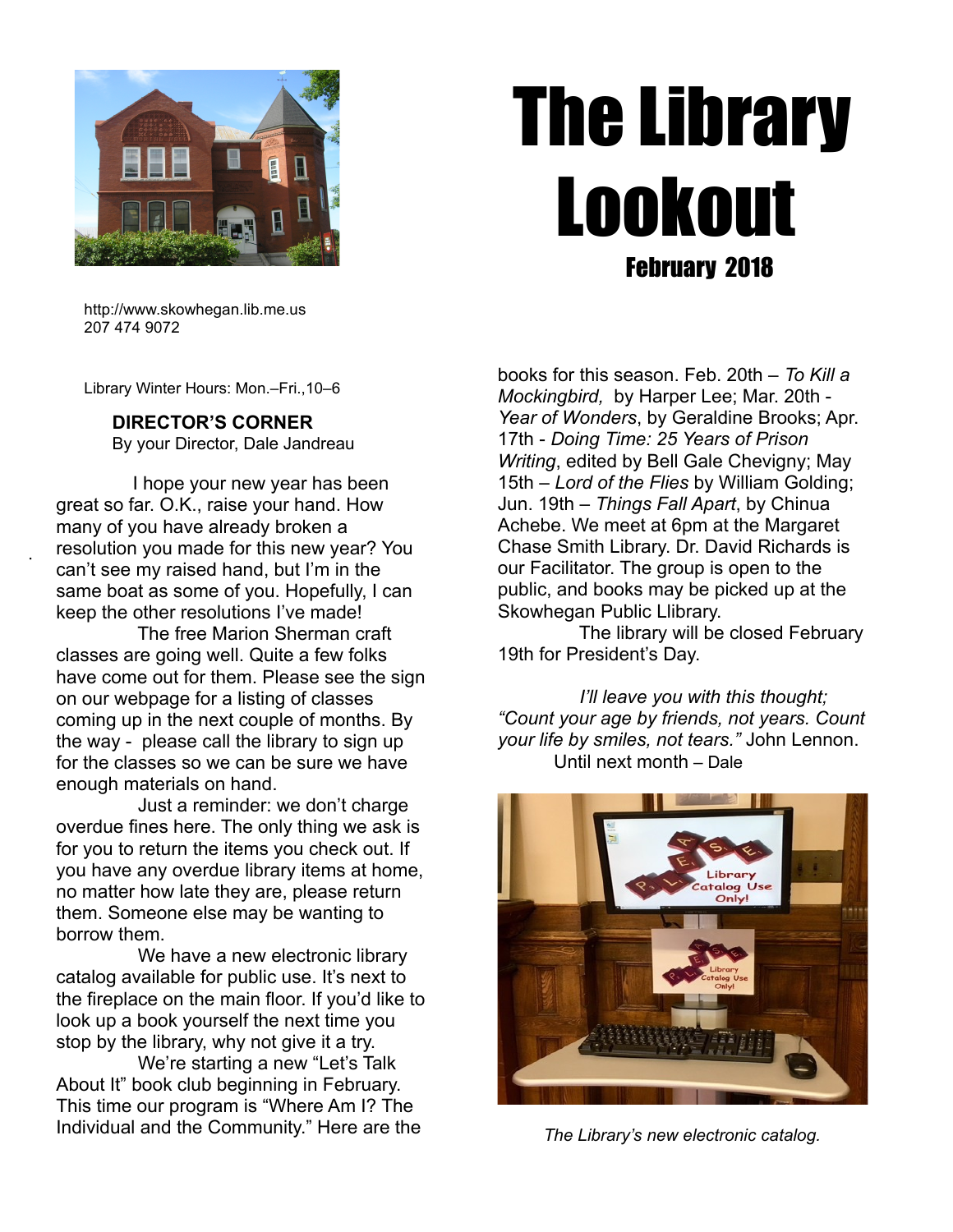# The Library Lookout

## February 2018

http://www.skowhegan.lib.me.us
207 474 9072

Library Winter Hours: Mon.–Fri.,10–6

### DIRECTOR'S CORNER

By your Director, Dale Jandreau

I hope your new year has been great so far. O.K., raise your hand. How many of you have already broken a resolution you made for this new year? You can't see my raised hand, but I'm in the same boat as some of you. Hopefully, I can keep the other resolutions I've made!

The free Marion Sherman craft classes are going well. Quite a few folks have come out for them. Please see the sign on our webpage for a listing of classes coming up in the next couple of months. By the way - please call the library to sign up for the classes so we can be sure we have enough materials on hand.

Just a reminder: we don't charge overdue fines here. The only thing we ask is for you to return the items you check out. If you have any overdue library items at home, no matter how late they are, please return them. Someone else may be wanting to borrow them.

We have a new electronic library catalog available for public use. It's next to the fireplace on the main floor. If you'd like to look up a book yourself the next time you stop by the library, why not give it a try.

We're starting a new "Let's Talk About It" book club beginning in February. This time our program is "Where Am I? The Individual and the Community." Here are the books for this season. Feb. 20th – *To Kill a Mockingbird,* by Harper Lee; Mar. 20th - *Year of Wonders*, by Geraldine Brooks; Apr. 17th - *Doing Time: 25 Years of Prison Writing*, edited by Bell Gale Chevigny; May 15th – *Lord of the Flies* by William Golding; Jun. 19th – *Things Fall Apart*, by Chinua Achebe. We meet at 6pm at the Margaret Chase Smith Library. Dr. David Richards is our Facilitator. The group is open to the public, and books may be picked up at the Skowhegan Public Llibrary.

The library will be closed February 19th for President's Day.

*I'll leave you with this thought; "Count your age by friends, not years. Count your life by smiles, not tears."* John Lennon.

Until next month – Dale

*The Library's new electronic catalog.*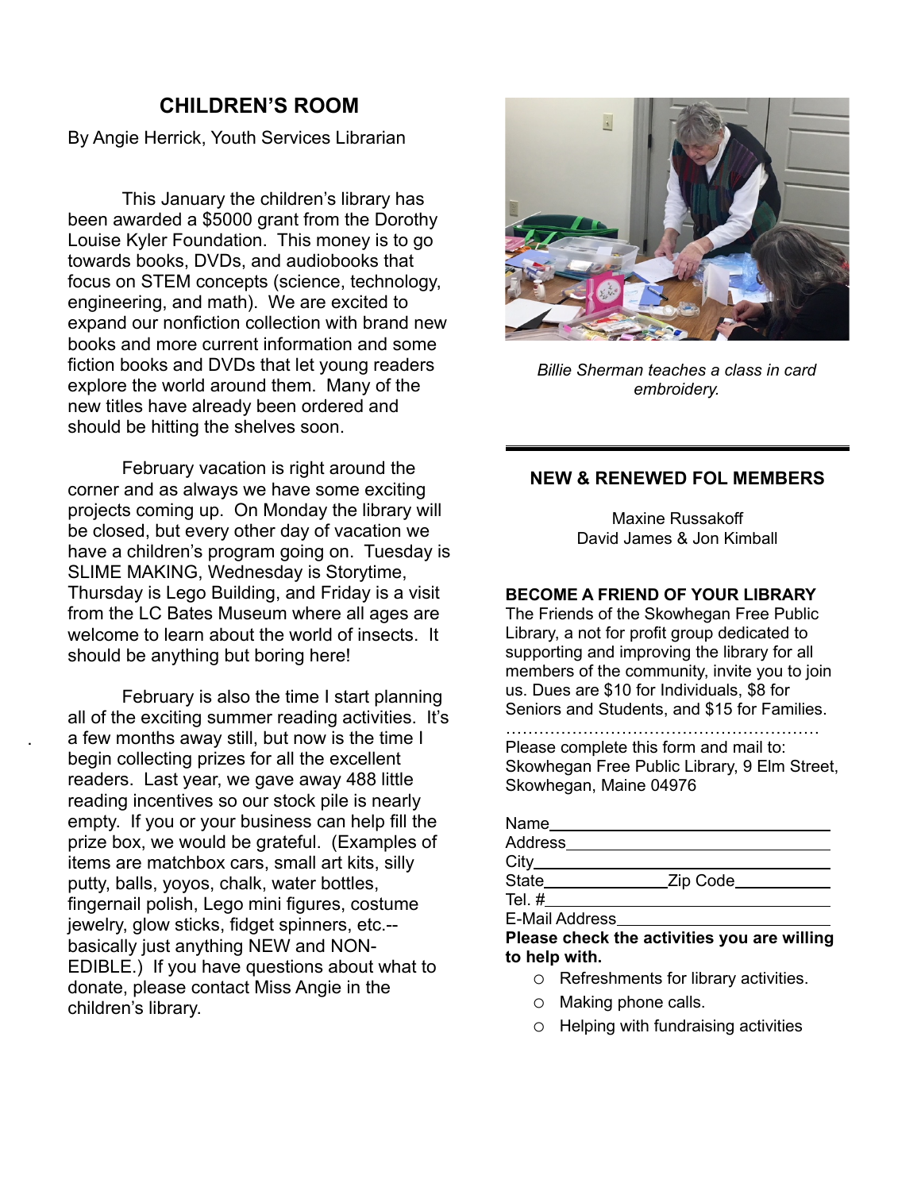## CHILDREN'S ROOM

By Angie Herrick, Youth Services Librarian

This January the children's library has been awarded a $5000 grant from the Dorothy Louise Kyler Foundation. This money is to go towards books, DVDs, and audiobooks that focus on STEM concepts (science, technology, engineering, and math). We are excited to expand our nonfiction collection with brand new books and more current information and some fiction books and DVDs that let young readers explore the world around them. Many of the new titles have already been ordered and should be hitting the shelves soon.

February vacation is right around the corner and as always we have some exciting projects coming up. On Monday the library will be closed, but every other day of vacation we have a children's program going on. Tuesday is SLIME MAKING, Wednesday is Storytime, Thursday is Lego Building, and Friday is a visit from the LC Bates Museum where all ages are welcome to learn about the world of insects. It should be anything but boring here!

February is also the time I start planning all of the exciting summer reading activities. It's a few months away still, but now is the time I begin collecting prizes for all the excellent readers. Last year, we gave away 488 little reading incentives so our stock pile is nearly empty. If you or your business can help fill the prize box, we would be grateful. (Examples of items are matchbox cars, small art kits, silly putty, balls, yoyos, chalk, water bottles, fingernail polish, Lego mini figures, costume jewelry, glow sticks, fidget spinners, etc.--basically just anything NEW and NON-EDIBLE.) If you have questions about what to donate, please contact Miss Angie in the children's library.

*Billie Sherman teaches a class in card embroidery.*

---

### NEW & RENEWED FOL MEMBERS

Maxine Russakoff
David James & Jon Kimball

**BECOME A FRIEND OF YOUR LIBRARY**

The Friends of the Skowhegan Free Public Library, a not for profit group dedicated to supporting and improving the library for all members of the community, invite you to join us. Dues are $10 for Individuals, $8 for Seniors and Students, and $15 for Families.

........................................................

Please complete this form and mail to:
Skowhegan Free Public Library, 9 Elm Street, Skowhegan, Maine 04976

Name\_\_\_\_\_\_\_\_\_\_\_\_\_\_\_\_\_\_\_\_\_\_\_\_\_\_\_\_\_\_
Address\_\_\_\_\_\_\_\_\_\_\_\_\_\_\_\_\_\_\_\_\_\_\_\_\_\_\_\_
City\_\_\_\_\_\_\_\_\_\_\_\_\_\_\_\_\_\_\_\_\_\_\_\_\_\_\_\_\_\_\_
State\_\_\_\_\_\_\_\_\_\_\_\_\_Zip Code\_\_\_\_\_\_\_\_\_\_
Tel. #\_\_\_\_\_\_\_\_\_\_\_\_\_\_\_\_\_\_\_\_\_\_\_\_\_\_\_\_\_\_
E-Mail Address\_\_\_\_\_\_\_\_\_\_\_\_\_\_\_\_\_\_\_\_\_\_

**Please check the activities you are willing to help with.**

- ○ Refreshments for library activities.
- ○ Making phone calls.
- ○ Helping with fundraising activities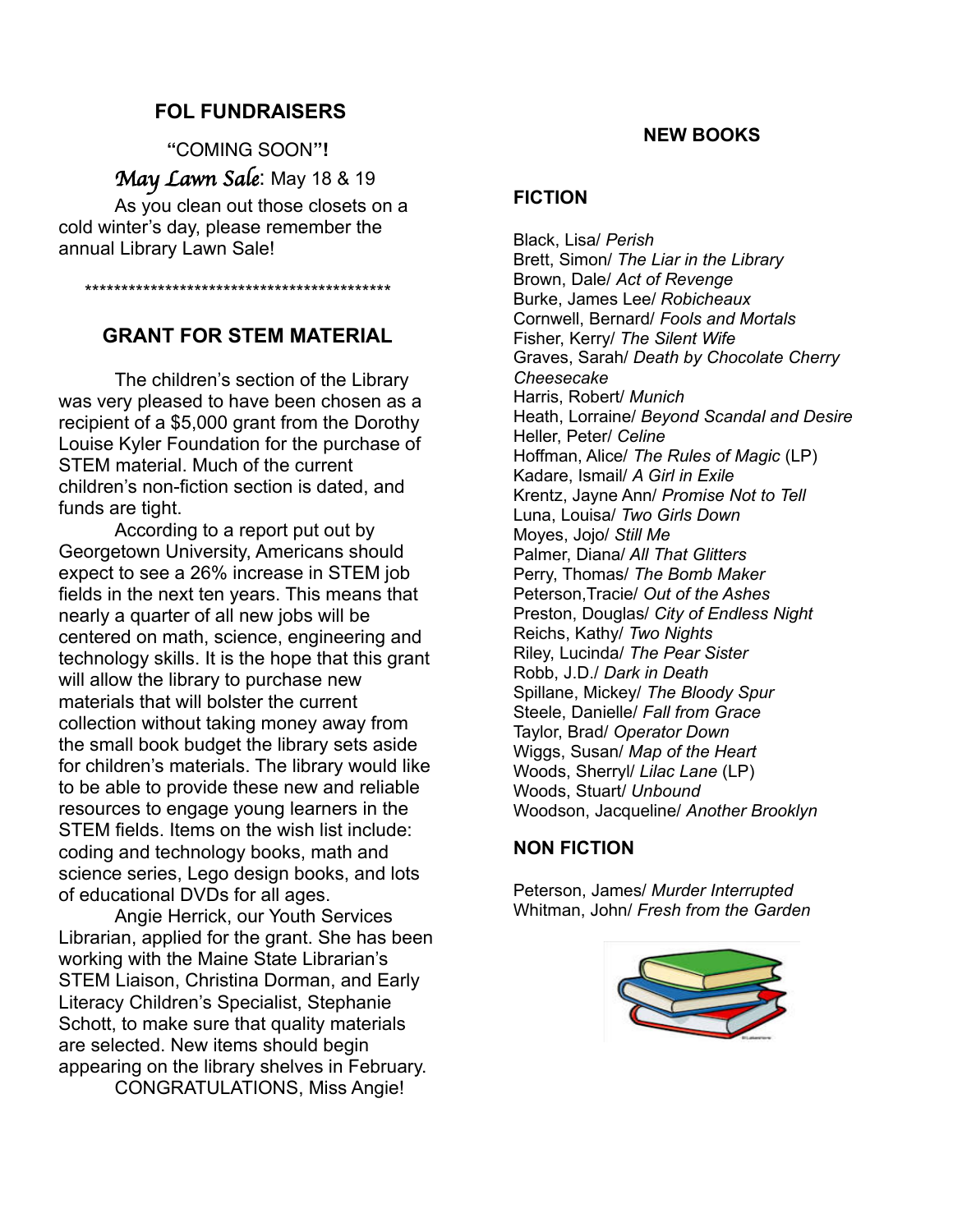## FOL FUNDRAISERS

"COMING SOON"!

*May Lawn Sale*: May 18 & 19

As you clean out those closets on a cold winter's day, please remember the annual Library Lawn Sale!

*******************************************

## GRANT FOR STEM MATERIAL

The children's section of the Library was very pleased to have been chosen as a recipient of a $5,000 grant from the Dorothy Louise Kyler Foundation for the purchase of STEM material. Much of the current children's non-fiction section is dated, and funds are tight.

According to a report put out by Georgetown University, Americans should expect to see a 26% increase in STEM job fields in the next ten years. This means that nearly a quarter of all new jobs will be centered on math, science, engineering and technology skills. It is the hope that this grant will allow the library to purchase new materials that will bolster the current collection without taking money away from the small book budget the library sets aside for children's materials. The library would like to be able to provide these new and reliable resources to engage young learners in the STEM fields. Items on the wish list include: coding and technology books, math and science series, Lego design books, and lots of educational DVDs for all ages.

Angie Herrick, our Youth Services Librarian, applied for the grant. She has been working with the Maine State Librarian's STEM Liaison, Christina Dorman, and Early Literacy Children's Specialist, Stephanie Schott, to make sure that quality materials are selected. New items should begin appearing on the library shelves in February.

CONGRATULATIONS, Miss Angie!

## NEW BOOKS

### FICTION

Black, Lisa/ *Perish*
Brett, Simon/ *The Liar in the Library*
Brown, Dale/ *Act of Revenge*
Burke, James Lee/ *Robicheaux*
Cornwell, Bernard/ *Fools and Mortals*
Fisher, Kerry/ *The Silent Wife*
Graves, Sarah/ *Death by Chocolate Cherry Cheesecake*
Harris, Robert/ *Munich*
Heath, Lorraine/ *Beyond Scandal and Desire*
Heller, Peter/ *Celine*
Hoffman, Alice/ *The Rules of Magic* (LP)
Kadare, Ismail/ *A Girl in Exile*
Krentz, Jayne Ann/ *Promise Not to Tell*
Luna, Louisa/ *Two Girls Down*
Moyes, Jojo/ *Still Me*
Palmer, Diana/ *All That Glitters*
Perry, Thomas/ *The Bomb Maker*
Peterson,Tracie/ *Out of the Ashes*
Preston, Douglas/ *City of Endless Night*
Reichs, Kathy/ *Two Nights*
Riley, Lucinda/ *The Pear Sister*
Robb, J.D./ *Dark in Death*
Spillane, Mickey/ *The Bloody Spur*
Steele, Danielle/ *Fall from Grace*
Taylor, Brad/ *Operator Down*
Wiggs, Susan/ *Map of the Heart*
Woods, Sherryl/ *Lilac Lane* (LP)
Woods, Stuart/ *Unbound*
Woodson, Jacqueline/ *Another Brooklyn*

### NON FICTION

Peterson, James/ *Murder Interrupted*
Whitman, John/ *Fresh from the Garden*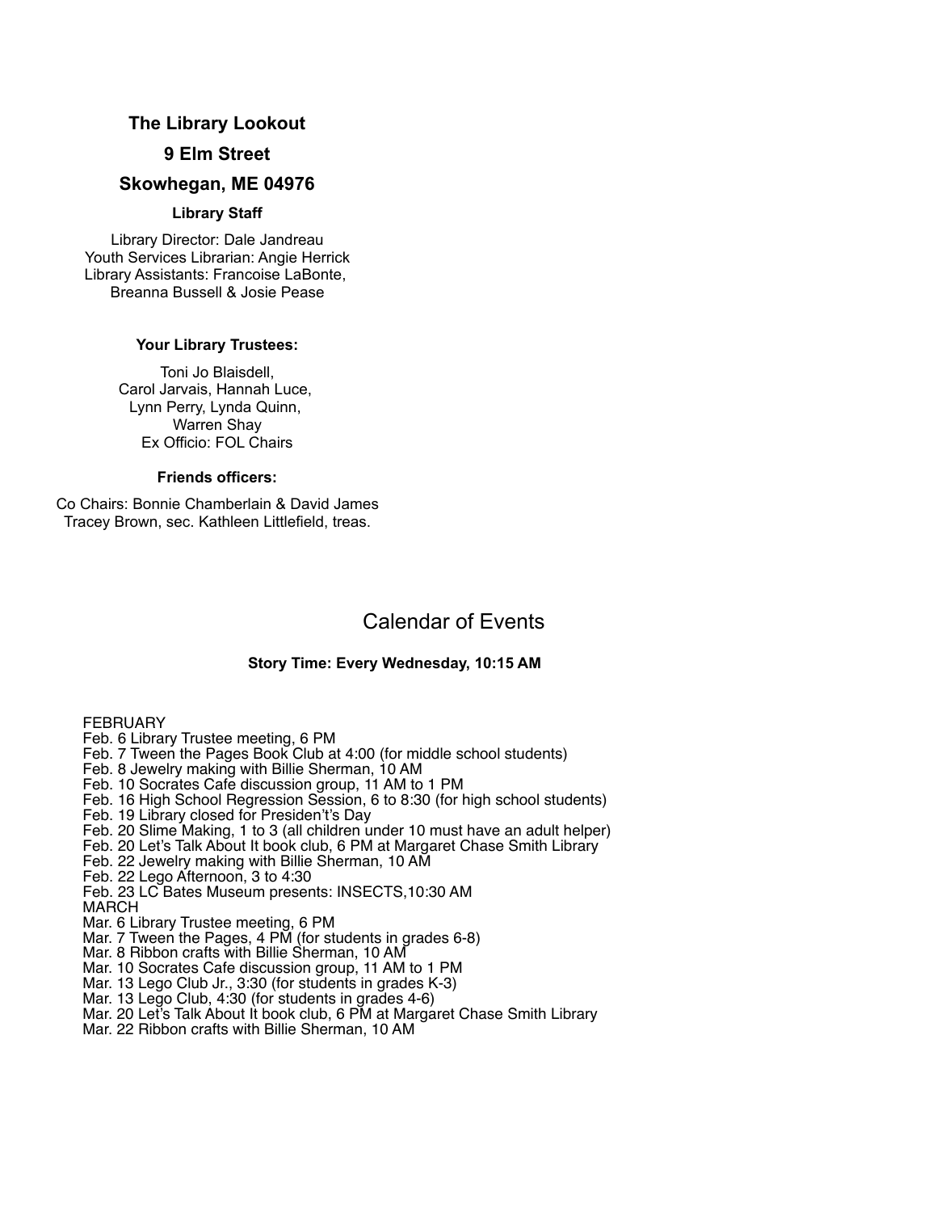**The Library Lookout**

**9 Elm Street**

**Skowhegan, ME 04976**

**Library Staff**

Library Director: Dale Jandreau
Youth Services Librarian: Angie Herrick
Library Assistants: Francoise LaBonte,
Breanna Bussell & Josie Pease

**Your Library Trustees:**

Toni Jo Blaisdell,
Carol Jarvais, Hannah Luce,
Lynn Perry, Lynda Quinn,
Warren Shay
Ex Officio: FOL Chairs

**Friends officers:**

Co Chairs: Bonnie Chamberlain & David James
Tracey Brown, sec. Kathleen Littlefield, treas.

## Calendar of Events

**Story Time: Every Wednesday, 10:15 AM**

FEBRUARY
Feb. 6 Library Trustee meeting, 6 PM
Feb. 7 Tween the Pages Book Club at 4:00 (for middle school students)
Feb. 8 Jewelry making with Billie Sherman, 10 AM
Feb. 10 Socrates Cafe discussion group, 11 AM to 1 PM
Feb. 16 High School Regression Session, 6 to 8:30 (for high school students)
Feb. 19 Library closed for Presiden't's Day
Feb. 20 Slime Making, 1 to 3 (all children under 10 must have an adult helper)
Feb. 20 Let's Talk About It book club, 6 PM at Margaret Chase Smith Library
Feb. 22 Jewelry making with Billie Sherman, 10 AM
Feb. 22 Lego Afternoon, 3 to 4:30
Feb. 23 LC Bates Museum presents: INSECTS,10:30 AM
MARCH
Mar. 6 Library Trustee meeting, 6 PM
Mar. 7 Tween the Pages, 4 PM (for students in grades 6-8)
Mar. 8 Ribbon crafts with Billie Sherman, 10 AM
Mar. 10 Socrates Cafe discussion group, 11 AM to 1 PM
Mar. 13 Lego Club Jr., 3:30 (for students in grades K-3)
Mar. 13 Lego Club, 4:30 (for students in grades 4-6)
Mar. 20 Let's Talk About It book club, 6 PM at Margaret Chase Smith Library
Mar. 22 Ribbon crafts with Billie Sherman, 10 AM